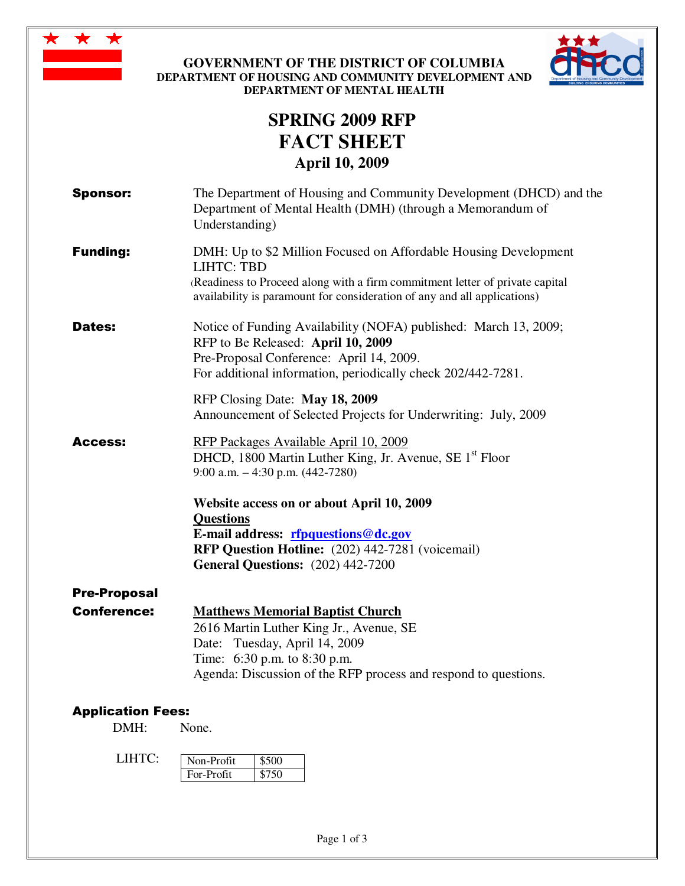**GOVERNMENT OF THE DISTRICT OF COLUMBIA**
**DEPARTMENT OF HOUSING AND COMMUNITY DEVELOPMENT AND DEPARTMENT OF MENTAL HEALTH**

# SPRING 2009 RFP
# FACT SHEET
## April 10, 2009

**Sponsor:** The Department of Housing and Community Development (DHCD) and the Department of Mental Health (DMH) (through a Memorandum of Understanding)

**Funding:** DMH: Up to $2 Million Focused on Affordable Housing Development
LIHTC: TBD
(Readiness to Proceed along with a firm commitment letter of private capital availability is paramount for consideration of any and all applications)

**Dates:** Notice of Funding Availability (NOFA) published: March 13, 2009;
RFP to Be Released: **April 10, 2009**
Pre-Proposal Conference: April 14, 2009.
For additional information, periodically check 202/442-7281.

RFP Closing Date: **May 18, 2009**
Announcement of Selected Projects for Underwriting: July, 2009

**Access:** RFP Packages Available April 10, 2009
DHCD, 1800 Martin Luther King, Jr. Avenue, SE 1st Floor
9:00 a.m. – 4:30 p.m. (442-7280)

**Website access on or about April 10, 2009**
**Questions**
**E-mail address: rfpquestions@dc.gov**
**RFP Question Hotline:** (202) 442-7281 (voicemail)
**General Questions:** (202) 442-7200

**Pre-Proposal Conference:** **Matthews Memorial Baptist Church**
2616 Martin Luther King Jr., Avenue, SE
Date: Tuesday, April 14, 2009
Time: 6:30 p.m. to 8:30 p.m.
Agenda: Discussion of the RFP process and respond to questions.

**Application Fees:**

DMH: None.

LIHTC:

| Non-Profit | $500 |
|---|---|
| For-Profit | $750 |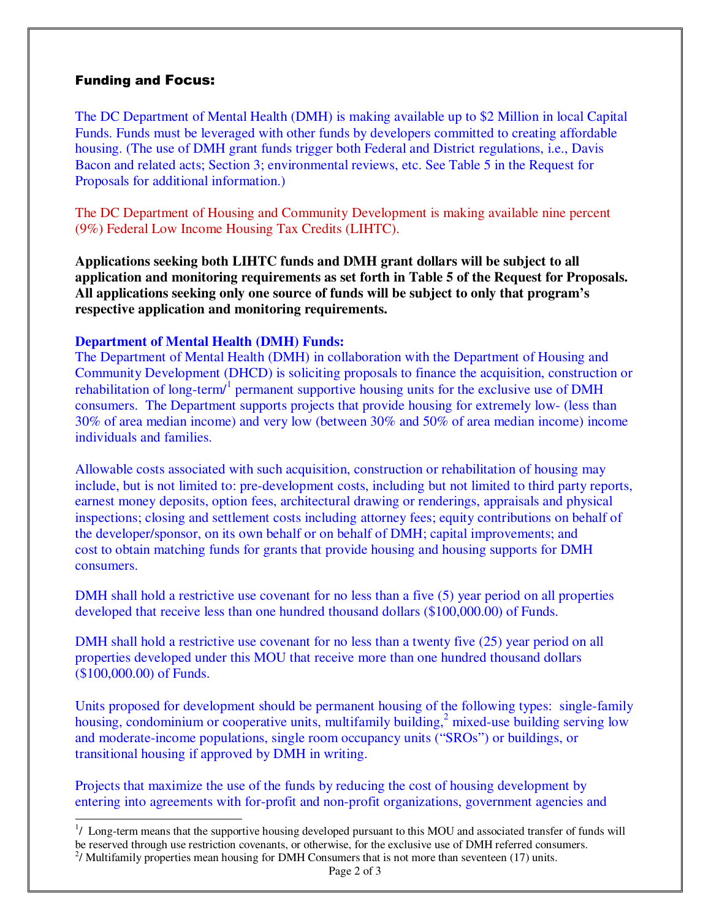## Funding and Focus:

The DC Department of Mental Health (DMH) is making available up to $2 Million in local Capital Funds. Funds must be leveraged with other funds by developers committed to creating affordable housing. (The use of DMH grant funds trigger both Federal and District regulations, i.e., Davis Bacon and related acts; Section 3; environmental reviews, etc. See Table 5 in the Request for Proposals for additional information.)

The DC Department of Housing and Community Development is making available nine percent (9%) Federal Low Income Housing Tax Credits (LIHTC).

**Applications seeking both LIHTC funds and DMH grant dollars will be subject to all application and monitoring requirements as set forth in Table 5 of the Request for Proposals. All applications seeking only one source of funds will be subject to only that program's respective application and monitoring requirements.**

**Department of Mental Health (DMH) Funds:**

The Department of Mental Health (DMH) in collaboration with the Department of Housing and Community Development (DHCD) is soliciting proposals to finance the acquisition, construction or rehabilitation of long-term/[1] permanent supportive housing units for the exclusive use of DMH consumers. The Department supports projects that provide housing for extremely low- (less than 30% of area median income) and very low (between 30% and 50% of area median income) income individuals and families.

Allowable costs associated with such acquisition, construction or rehabilitation of housing may include, but is not limited to: pre-development costs, including but not limited to third party reports, earnest money deposits, option fees, architectural drawing or renderings, appraisals and physical inspections; closing and settlement costs including attorney fees; equity contributions on behalf of the developer/sponsor, on its own behalf or on behalf of DMH; capital improvements; and cost to obtain matching funds for grants that provide housing and housing supports for DMH consumers.

DMH shall hold a restrictive use covenant for no less than a five (5) year period on all properties developed that receive less than one hundred thousand dollars ($100,000.00) of Funds.

DMH shall hold a restrictive use covenant for no less than a twenty five (25) year period on all properties developed under this MOU that receive more than one hundred thousand dollars ($100,000.00) of Funds.

Units proposed for development should be permanent housing of the following types: single-family housing, condominium or cooperative units, multifamily building,[2] mixed-use building serving low and moderate-income populations, single room occupancy units ("SROs") or buildings, or transitional housing if approved by DMH in writing.

Projects that maximize the use of the funds by reducing the cost of housing development by entering into agreements with for-profit and non-profit organizations, government agencies and

---

[1]/ Long-term means that the supportive housing developed pursuant to this MOU and associated transfer of funds will be reserved through use restriction covenants, or otherwise, for the exclusive use of DMH referred consumers.

[2]/ Multifamily properties mean housing for DMH Consumers that is not more than seventeen (17) units.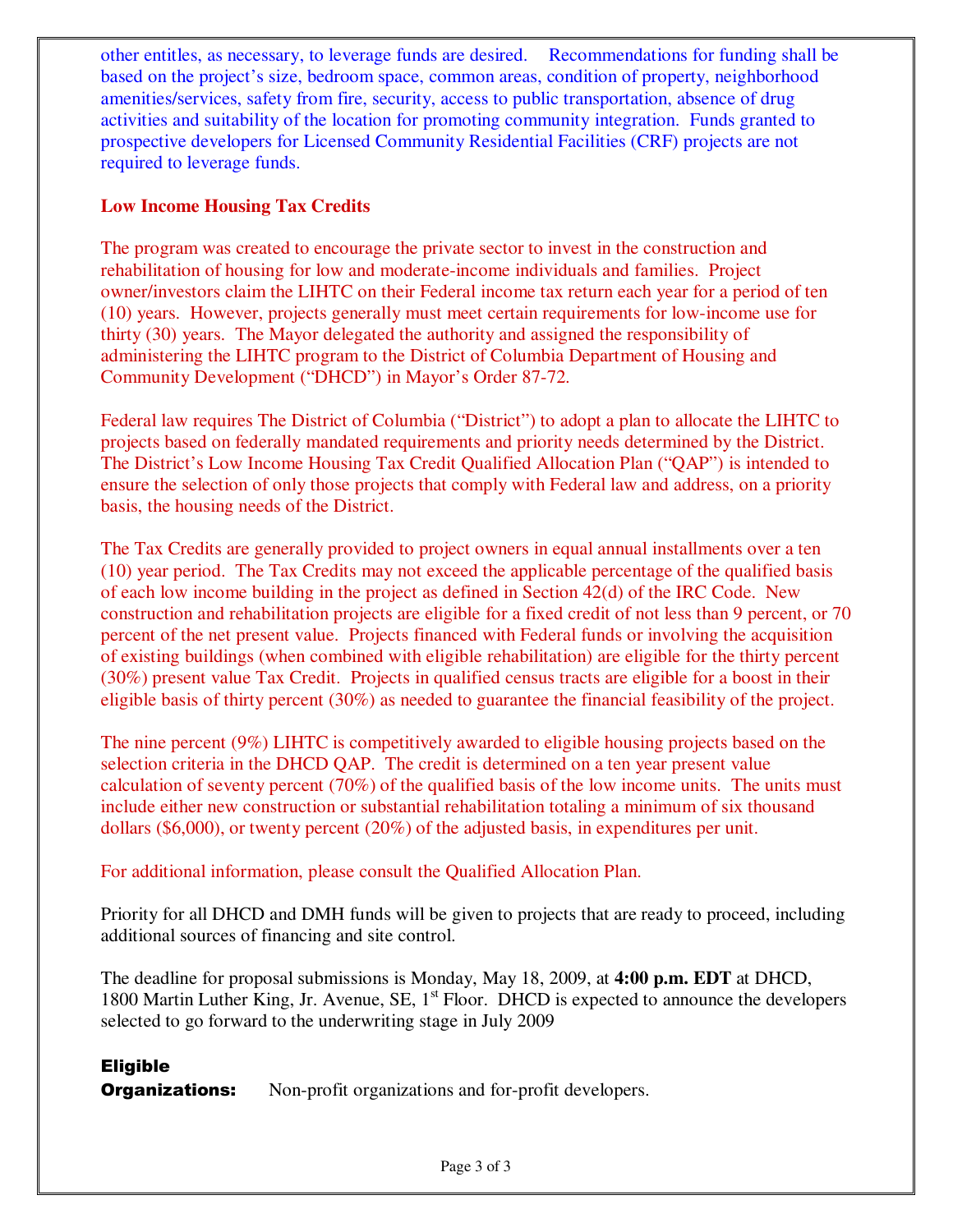other entitles, as necessary, to leverage funds are desired. Recommendations for funding shall be based on the project's size, bedroom space, common areas, condition of property, neighborhood amenities/services, safety from fire, security, access to public transportation, absence of drug activities and suitability of the location for promoting community integration. Funds granted to prospective developers for Licensed Community Residential Facilities (CRF) projects are not required to leverage funds.

**Low Income Housing Tax Credits**

The program was created to encourage the private sector to invest in the construction and rehabilitation of housing for low and moderate-income individuals and families. Project owner/investors claim the LIHTC on their Federal income tax return each year for a period of ten (10) years. However, projects generally must meet certain requirements for low-income use for thirty (30) years. The Mayor delegated the authority and assigned the responsibility of administering the LIHTC program to the District of Columbia Department of Housing and Community Development ("DHCD") in Mayor's Order 87-72.

Federal law requires The District of Columbia ("District") to adopt a plan to allocate the LIHTC to projects based on federally mandated requirements and priority needs determined by the District. The District's Low Income Housing Tax Credit Qualified Allocation Plan ("QAP") is intended to ensure the selection of only those projects that comply with Federal law and address, on a priority basis, the housing needs of the District.

The Tax Credits are generally provided to project owners in equal annual installments over a ten (10) year period. The Tax Credits may not exceed the applicable percentage of the qualified basis of each low income building in the project as defined in Section 42(d) of the IRC Code. New construction and rehabilitation projects are eligible for a fixed credit of not less than 9 percent, or 70 percent of the net present value. Projects financed with Federal funds or involving the acquisition of existing buildings (when combined with eligible rehabilitation) are eligible for the thirty percent (30%) present value Tax Credit. Projects in qualified census tracts are eligible for a boost in their eligible basis of thirty percent (30%) as needed to guarantee the financial feasibility of the project.

The nine percent (9%) LIHTC is competitively awarded to eligible housing projects based on the selection criteria in the DHCD QAP. The credit is determined on a ten year present value calculation of seventy percent (70%) of the qualified basis of the low income units. The units must include either new construction or substantial rehabilitation totaling a minimum of six thousand dollars ($6,000), or twenty percent (20%) of the adjusted basis, in expenditures per unit.

For additional information, please consult the Qualified Allocation Plan.

Priority for all DHCD and DMH funds will be given to projects that are ready to proceed, including additional sources of financing and site control.

The deadline for proposal submissions is Monday, May 18, 2009, at **4:00 p.m. EDT** at DHCD, 1800 Martin Luther King, Jr. Avenue, SE, 1st Floor. DHCD is expected to announce the developers selected to go forward to the underwriting stage in July 2009

**Eligible Organizations:** Non-profit organizations and for-profit developers.